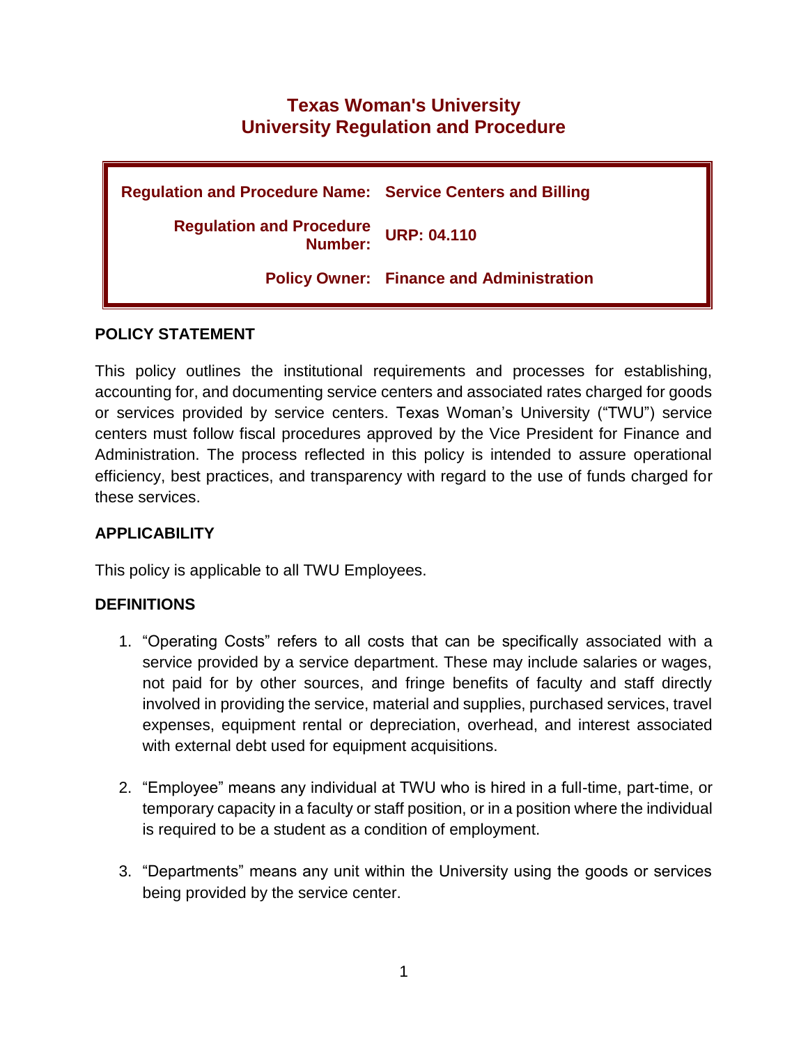# Texas Woman's University
# University Regulation and Procedure

| | |
|---|---|
| **Regulation and Procedure Name:** | **Service Centers and Billing** |
| **Regulation and Procedure Number:** | **URP: 04.110** |
| **Policy Owner:** | **Finance and Administration** |

## POLICY STATEMENT

This policy outlines the institutional requirements and processes for establishing, accounting for, and documenting service centers and associated rates charged for goods or services provided by service centers. Texas Woman's University ("TWU") service centers must follow fiscal procedures approved by the Vice President for Finance and Administration. The process reflected in this policy is intended to assure operational efficiency, best practices, and transparency with regard to the use of funds charged for these services.

## APPLICABILITY

This policy is applicable to all TWU Employees.

## DEFINITIONS

1. "Operating Costs" refers to all costs that can be specifically associated with a service provided by a service department. These may include salaries or wages, not paid for by other sources, and fringe benefits of faculty and staff directly involved in providing the service, material and supplies, purchased services, travel expenses, equipment rental or depreciation, overhead, and interest associated with external debt used for equipment acquisitions.

2. "Employee" means any individual at TWU who is hired in a full-time, part-time, or temporary capacity in a faculty or staff position, or in a position where the individual is required to be a student as a condition of employment.

3. "Departments" means any unit within the University using the goods or services being provided by the service center.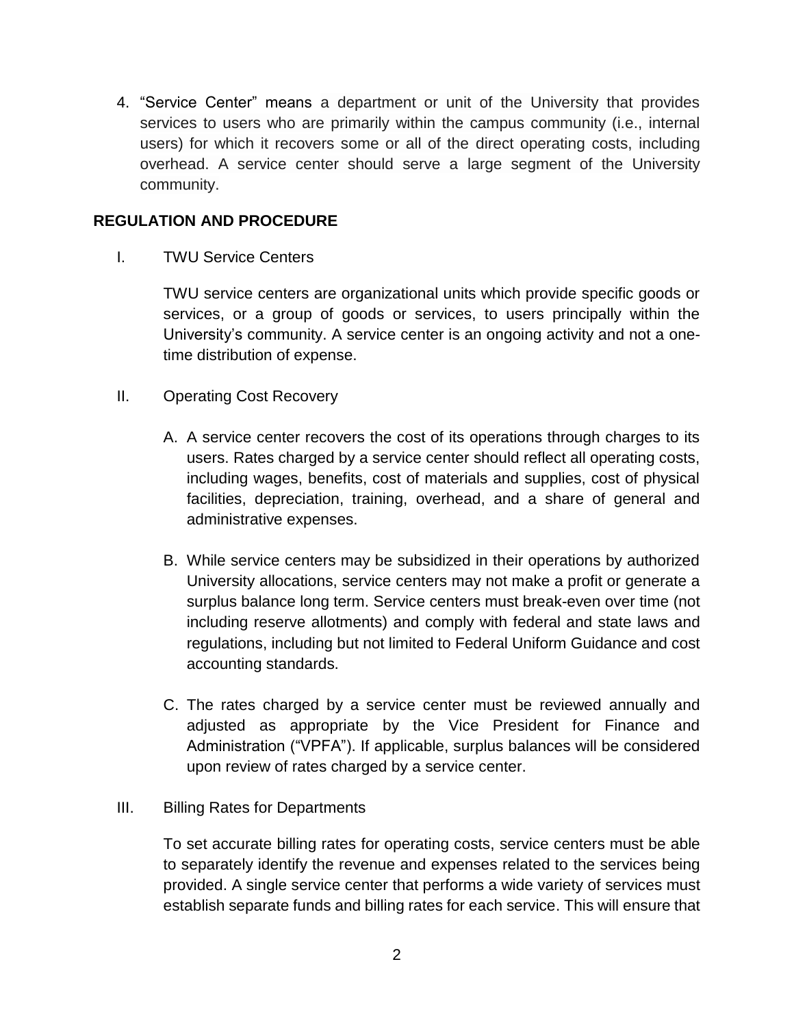4. "Service Center" means a department or unit of the University that provides services to users who are primarily within the campus community (i.e., internal users) for which it recovers some or all of the direct operating costs, including overhead. A service center should serve a large segment of the University community.

## REGULATION AND PROCEDURE

I. TWU Service Centers

   TWU service centers are organizational units which provide specific goods or services, or a group of goods or services, to users principally within the University's community. A service center is an ongoing activity and not a one-time distribution of expense.

II. Operating Cost Recovery

   A. A service center recovers the cost of its operations through charges to its users. Rates charged by a service center should reflect all operating costs, including wages, benefits, cost of materials and supplies, cost of physical facilities, depreciation, training, overhead, and a share of general and administrative expenses.

   B. While service centers may be subsidized in their operations by authorized University allocations, service centers may not make a profit or generate a surplus balance long term. Service centers must break-even over time (not including reserve allotments) and comply with federal and state laws and regulations, including but not limited to Federal Uniform Guidance and cost accounting standards.

   C. The rates charged by a service center must be reviewed annually and adjusted as appropriate by the Vice President for Finance and Administration ("VPFA"). If applicable, surplus balances will be considered upon review of rates charged by a service center.

III. Billing Rates for Departments

   To set accurate billing rates for operating costs, service centers must be able to separately identify the revenue and expenses related to the services being provided. A single service center that performs a wide variety of services must establish separate funds and billing rates for each service. This will ensure that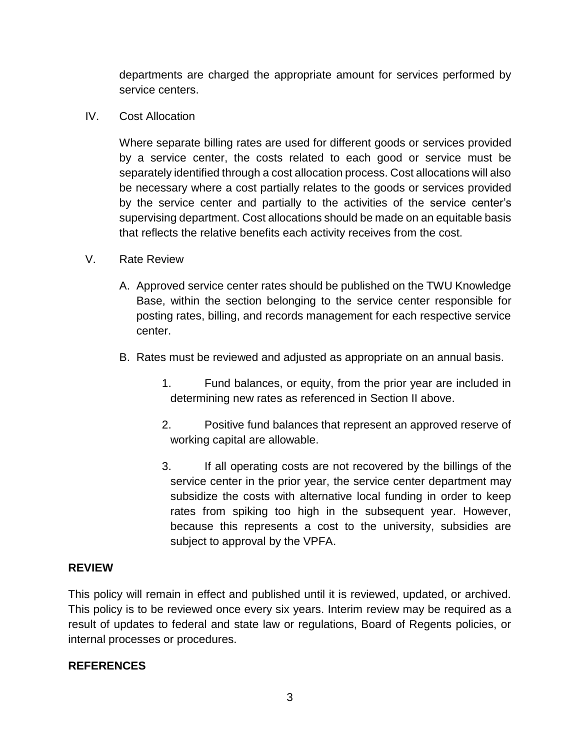departments are charged the appropriate amount for services performed by service centers.

IV. Cost Allocation

Where separate billing rates are used for different goods or services provided by a service center, the costs related to each good or service must be separately identified through a cost allocation process. Cost allocations will also be necessary where a cost partially relates to the goods or services provided by the service center and partially to the activities of the service center's supervising department. Cost allocations should be made on an equitable basis that reflects the relative benefits each activity receives from the cost.

V. Rate Review

A. Approved service center rates should be published on the TWU Knowledge Base, within the section belonging to the service center responsible for posting rates, billing, and records management for each respective service center.

B. Rates must be reviewed and adjusted as appropriate on an annual basis.

1. Fund balances, or equity, from the prior year are included in determining new rates as referenced in Section II above.

2. Positive fund balances that represent an approved reserve of working capital are allowable.

3. If all operating costs are not recovered by the billings of the service center in the prior year, the service center department may subsidize the costs with alternative local funding in order to keep rates from spiking too high in the subsequent year. However, because this represents a cost to the university, subsidies are subject to approval by the VPFA.

## REVIEW

This policy will remain in effect and published until it is reviewed, updated, or archived. This policy is to be reviewed once every six years. Interim review may be required as a result of updates to federal and state law or regulations, Board of Regents policies, or internal processes or procedures.

## REFERENCES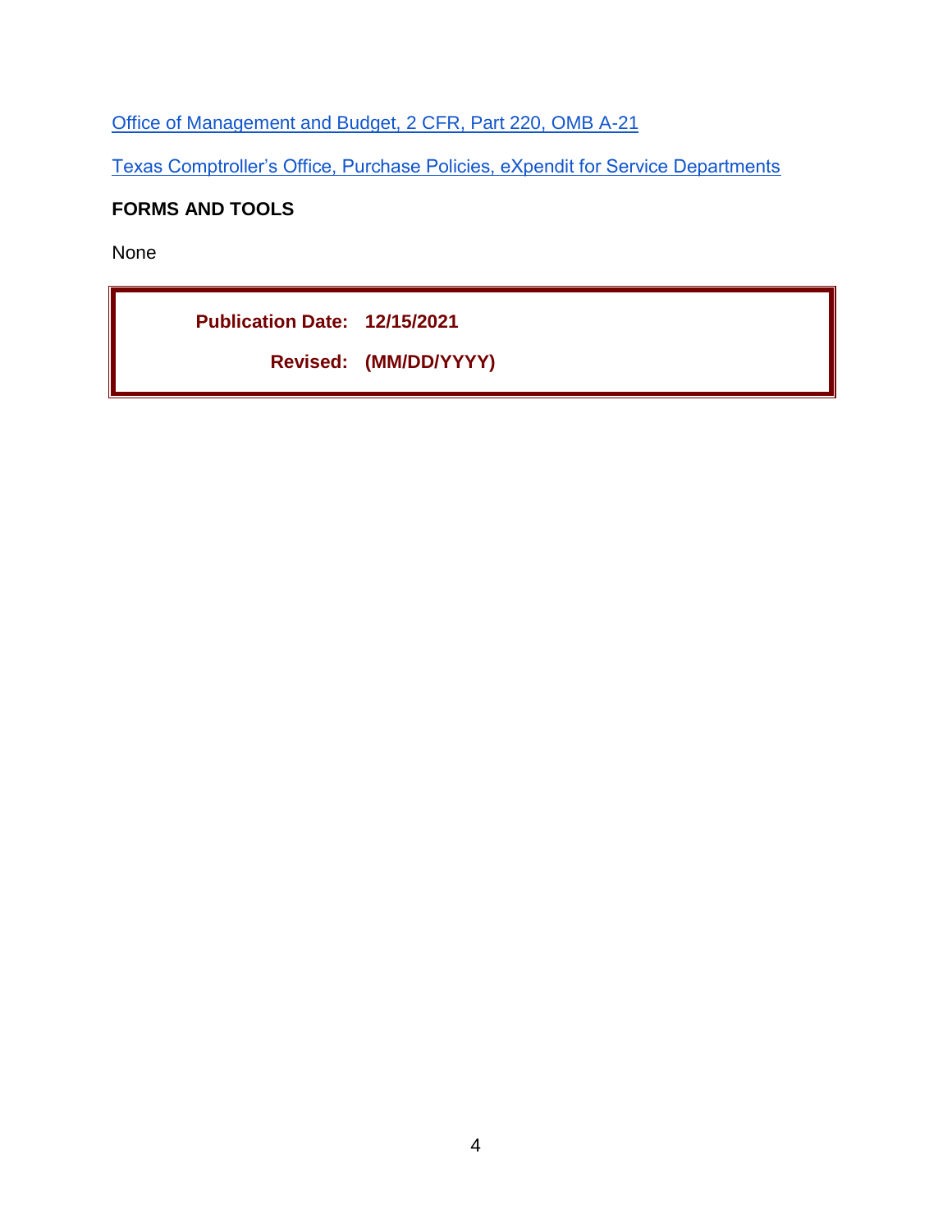Office of Management and Budget, 2 CFR, Part 220, OMB A-21

Texas Comptroller's Office, Purchase Policies, eXpendit for Service Departments

**FORMS AND TOOLS**

None

**Publication Date: 12/15/2021**

**Revised: (MM/DD/YYYY)**